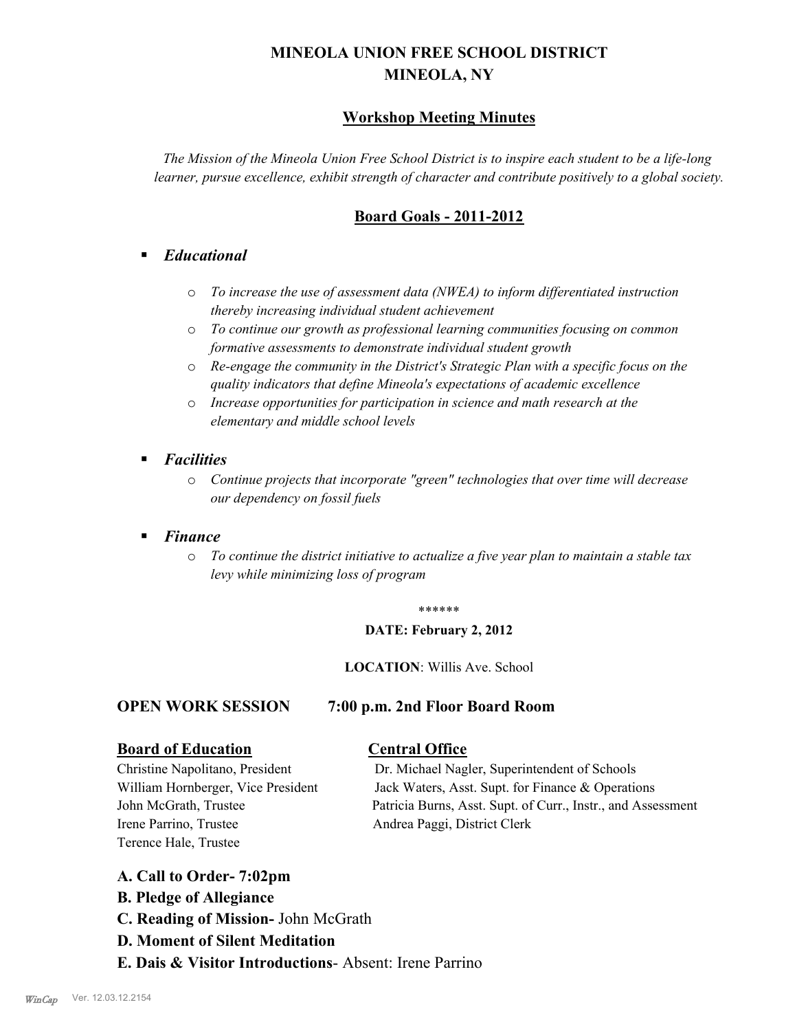# MINEOLA UNION FREE SCHOOL DISTRICT
# MINEOLA, NY

## Workshop Meeting Minutes

*The Mission of the Mineola Union Free School District is to inspire each student to be a life-long learner, pursue excellence, exhibit strength of character and contribute positively to a global society.*

## Board Goals - 2011-2012

- ***Educational***
  - *To increase the use of assessment data (NWEA) to inform differentiated instruction thereby increasing individual student achievement*
  - *To continue our growth as professional learning communities focusing on common formative assessments to demonstrate individual student growth*
  - *Re-engage the community in the District's Strategic Plan with a specific focus on the quality indicators that define Mineola's expectations of academic excellence*
  - *Increase opportunities for participation in science and math research at the elementary and middle school levels*
- ***Facilities***
  - *Continue projects that incorporate "green" technologies that over time will decrease our dependency on fossil fuels*
- ***Finance***
  - *To continue the district initiative to actualize a five year plan to maintain a stable tax levy while minimizing loss of program*

\*\*\*\*\*\*

**DATE: February 2, 2012**

**LOCATION**: Willis Ave. School

**OPEN WORK SESSION 7:00 p.m. 2nd Floor Board Room**

**Board of Education**

Christine Napolitano, President
William Hornberger, Vice President
John McGrath, Trustee
Irene Parrino, Trustee
Terence Hale, Trustee

**Central Office**

Dr. Michael Nagler, Superintendent of Schools
Jack Waters, Asst. Supt. for Finance & Operations
Patricia Burns, Asst. Supt. of Curr., Instr., and Assessment
Andrea Paggi, District Clerk

**A. Call to Order- 7:02pm**

**B. Pledge of Allegiance**

**C. Reading of Mission-** John McGrath

**D. Moment of Silent Meditation**

**E. Dais & Visitor Introductions**- Absent: Irene Parrino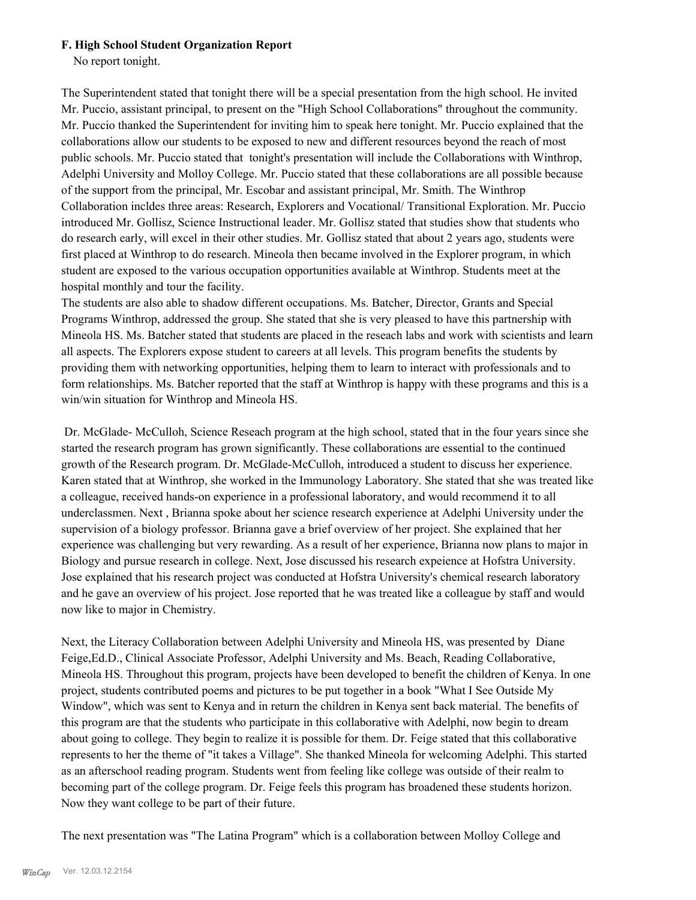### F. High School Student Organization Report

No report tonight.

The Superintendent stated that tonight there will be a special presentation from the high school. He invited Mr. Puccio, assistant principal, to present on the "High School Collaborations" throughout the community. Mr. Puccio thanked the Superintendent for inviting him to speak here tonight. Mr. Puccio explained that the collaborations allow our students to be exposed to new and different resources beyond the reach of most public schools. Mr. Puccio stated that tonight's presentation will include the Collaborations with Winthrop, Adelphi University and Molloy College. Mr. Puccio stated that these collaborations are all possible because of the support from the principal, Mr. Escobar and assistant principal, Mr. Smith. The Winthrop Collaboration incldes three areas: Research, Explorers and Vocational/ Transitional Exploration. Mr. Puccio introduced Mr. Gollisz, Science Instructional leader. Mr. Gollisz stated that studies show that students who do research early, will excel in their other studies. Mr. Gollisz stated that about 2 years ago, students were first placed at Winthrop to do research. Mineola then became involved in the Explorer program, in which student are exposed to the various occupation opportunities available at Winthrop. Students meet at the hospital monthly and tour the facility.
The students are also able to shadow different occupations. Ms. Batcher, Director, Grants and Special Programs Winthrop, addressed the group. She stated that she is very pleased to have this partnership with Mineola HS. Ms. Batcher stated that students are placed in the reseach labs and work with scientists and learn all aspects. The Explorers expose student to careers at all levels. This program benefits the students by providing them with networking opportunities, helping them to learn to interact with professionals and to form relationships. Ms. Batcher reported that the staff at Winthrop is happy with these programs and this is a win/win situation for Winthrop and Mineola HS.

Dr. McGlade- McCulloh, Science Reseach program at the high school, stated that in the four years since she started the research program has grown significantly. These collaborations are essential to the continued growth of the Research program. Dr. McGlade-McCulloh, introduced a student to discuss her experience. Karen stated that at Winthrop, she worked in the Immunology Laboratory. She stated that she was treated like a colleague, received hands-on experience in a professional laboratory, and would recommend it to all underclassmen. Next , Brianna spoke about her science research experience at Adelphi University under the supervision of a biology professor. Brianna gave a brief overview of her project. She explained that her experience was challenging but very rewarding. As a result of her experience, Brianna now plans to major in Biology and pursue research in college. Next, Jose discussed his research expeience at Hofstra University. Jose explained that his research project was conducted at Hofstra University's chemical research laboratory and he gave an overview of his project. Jose reported that he was treated like a colleague by staff and would now like to major in Chemistry.

Next, the Literacy Collaboration between Adelphi University and Mineola HS, was presented by Diane Feige,Ed.D., Clinical Associate Professor, Adelphi University and Ms. Beach, Reading Collaborative, Mineola HS. Throughout this program, projects have been developed to benefit the children of Kenya. In one project, students contributed poems and pictures to be put together in a book "What I See Outside My Window", which was sent to Kenya and in return the children in Kenya sent back material. The benefits of this program are that the students who participate in this collaborative with Adelphi, now begin to dream about going to college. They begin to realize it is possible for them. Dr. Feige stated that this collaborative represents to her the theme of "it takes a Village". She thanked Mineola for welcoming Adelphi. This started as an afterschool reading program. Students went from feeling like college was outside of their realm to becoming part of the college program. Dr. Feige feels this program has broadened these students horizon. Now they want college to be part of their future.

The next presentation was "The Latina Program" which is a collaboration between Molloy College and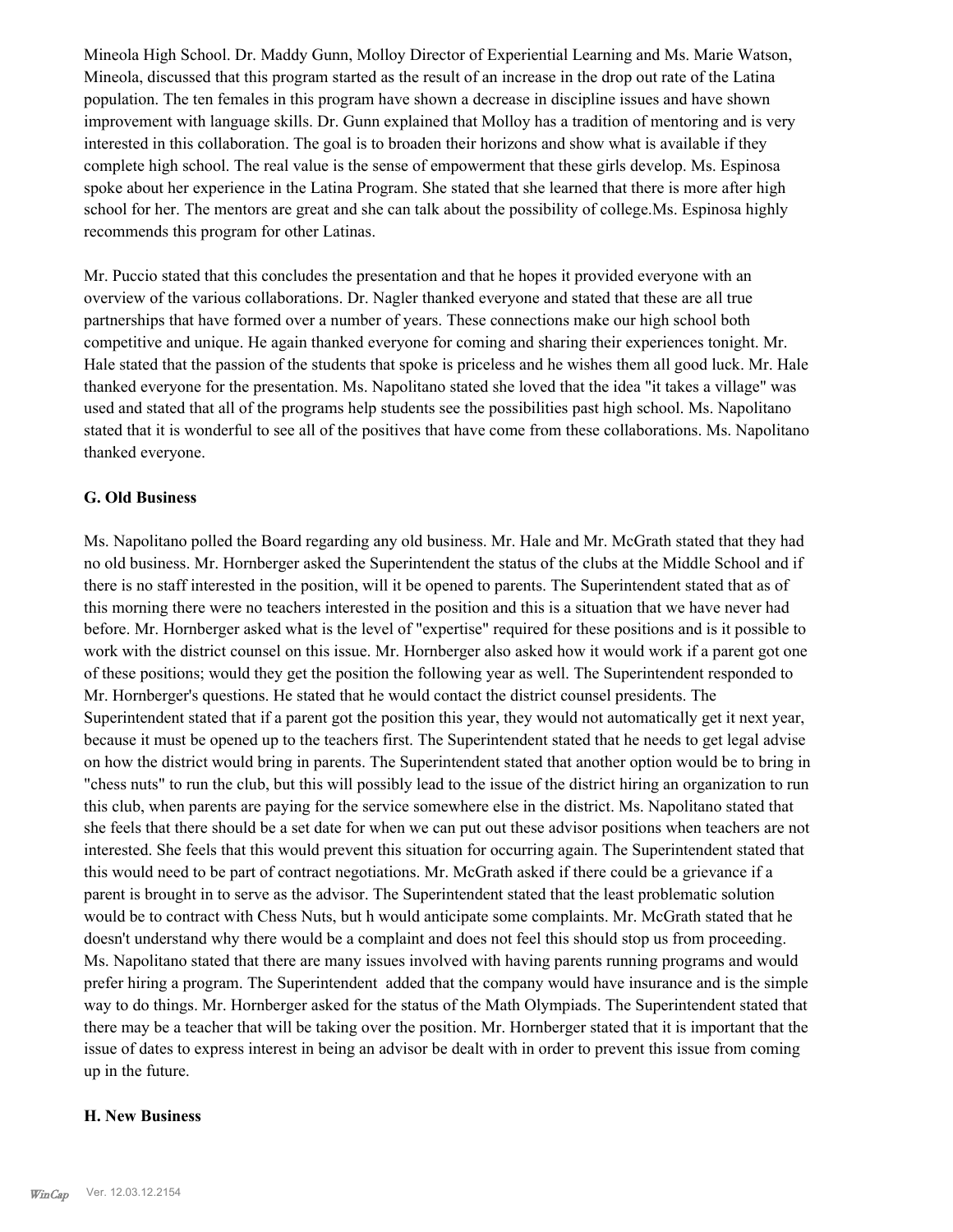Mineola High School. Dr. Maddy Gunn, Molloy Director of Experiential Learning and Ms. Marie Watson, Mineola, discussed that this program started as the result of an increase in the drop out rate of the Latina population. The ten females in this program have shown a decrease in discipline issues and have shown improvement with language skills. Dr. Gunn explained that Molloy has a tradition of mentoring and is very interested in this collaboration. The goal is to broaden their horizons and show what is available if they complete high school. The real value is the sense of empowerment that these girls develop. Ms. Espinosa spoke about her experience in the Latina Program. She stated that she learned that there is more after high school for her. The mentors are great and she can talk about the possibility of college.Ms. Espinosa highly recommends this program for other Latinas.

Mr. Puccio stated that this concludes the presentation and that he hopes it provided everyone with an overview of the various collaborations. Dr. Nagler thanked everyone and stated that these are all true partnerships that have formed over a number of years. These connections make our high school both competitive and unique. He again thanked everyone for coming and sharing their experiences tonight. Mr. Hale stated that the passion of the students that spoke is priceless and he wishes them all good luck. Mr. Hale thanked everyone for the presentation. Ms. Napolitano stated she loved that the idea "it takes a village" was used and stated that all of the programs help students see the possibilities past high school. Ms. Napolitano stated that it is wonderful to see all of the positives that have come from these collaborations. Ms. Napolitano thanked everyone.

### G. Old Business

Ms. Napolitano polled the Board regarding any old business. Mr. Hale and Mr. McGrath stated that they had no old business. Mr. Hornberger asked the Superintendent the status of the clubs at the Middle School and if there is no staff interested in the position, will it be opened to parents. The Superintendent stated that as of this morning there were no teachers interested in the position and this is a situation that we have never had before. Mr. Hornberger asked what is the level of "expertise" required for these positions and is it possible to work with the district counsel on this issue. Mr. Hornberger also asked how it would work if a parent got one of these positions; would they get the position the following year as well. The Superintendent responded to Mr. Hornberger's questions. He stated that he would contact the district counsel presidents. The Superintendent stated that if a parent got the position this year, they would not automatically get it next year, because it must be opened up to the teachers first. The Superintendent stated that he needs to get legal advise on how the district would bring in parents. The Superintendent stated that another option would be to bring in "chess nuts" to run the club, but this will possibly lead to the issue of the district hiring an organization to run this club, when parents are paying for the service somewhere else in the district. Ms. Napolitano stated that she feels that there should be a set date for when we can put out these advisor positions when teachers are not interested. She feels that this would prevent this situation for occurring again. The Superintendent stated that this would need to be part of contract negotiations. Mr. McGrath asked if there could be a grievance if a parent is brought in to serve as the advisor. The Superintendent stated that the least problematic solution would be to contract with Chess Nuts, but h would anticipate some complaints. Mr. McGrath stated that he doesn't understand why there would be a complaint and does not feel this should stop us from proceeding. Ms. Napolitano stated that there are many issues involved with having parents running programs and would prefer hiring a program. The Superintendent added that the company would have insurance and is the simple way to do things. Mr. Hornberger asked for the status of the Math Olympiads. The Superintendent stated that there may be a teacher that will be taking over the position. Mr. Hornberger stated that it is important that the issue of dates to express interest in being an advisor be dealt with in order to prevent this issue from coming up in the future.

### H. New Business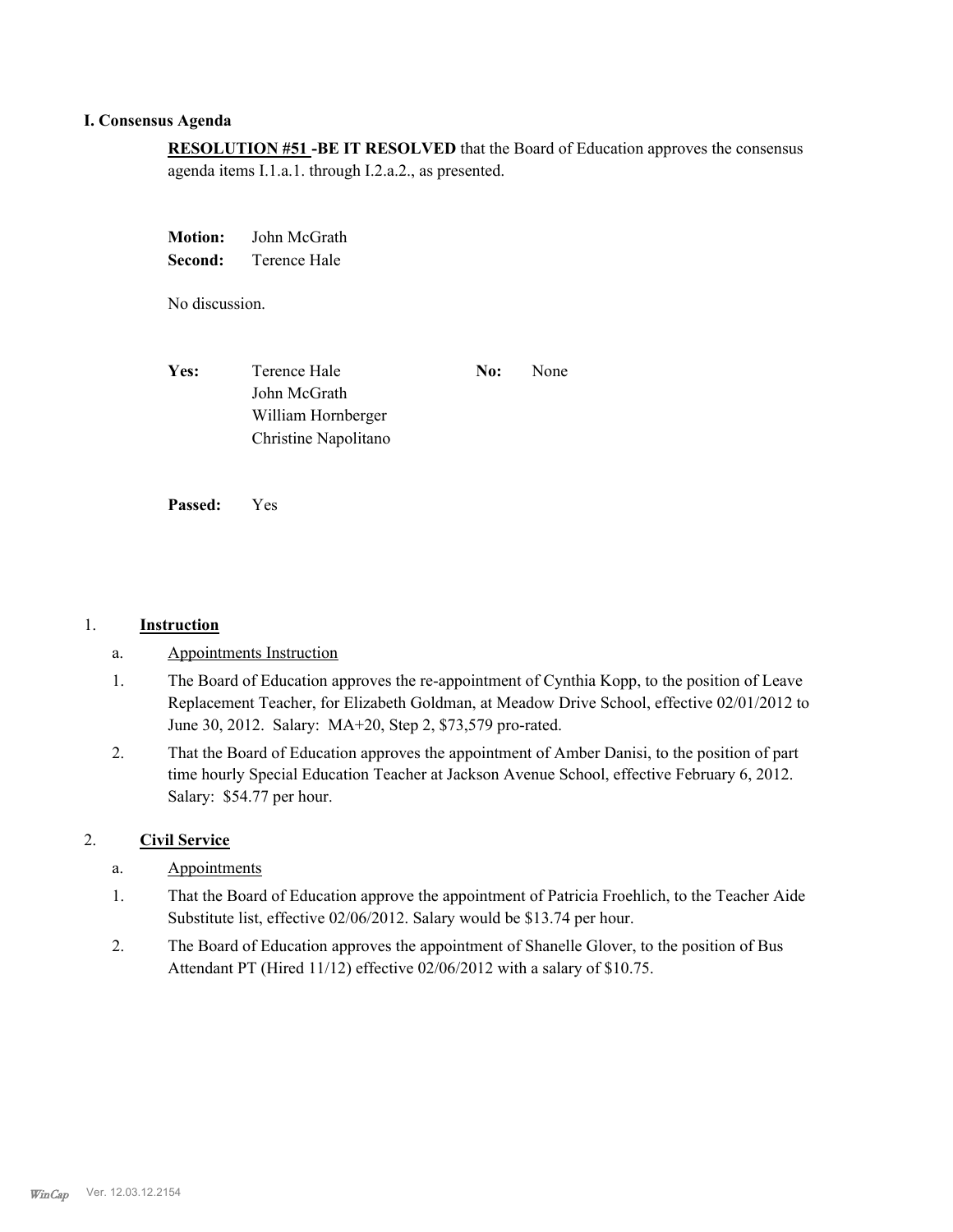## I. Consensus Agenda

**RESOLUTION #51 -BE IT RESOLVED** that the Board of Education approves the consensus agenda items I.1.a.1. through I.2.a.2., as presented.

**Motion:** John McGrath
**Second:** Terence Hale

No discussion.

**Yes:** Terence Hale, John McGrath, William Hornberger, Christine Napolitano

**No:** None

**Passed:** Yes

### 1. Instruction

a. Appointments Instruction

1. The Board of Education approves the re-appointment of Cynthia Kopp, to the position of Leave Replacement Teacher, for Elizabeth Goldman, at Meadow Drive School, effective 02/01/2012 to June 30, 2012. Salary: MA+20, Step 2, $73,579 pro-rated.
2. That the Board of Education approves the appointment of Amber Danisi, to the position of part time hourly Special Education Teacher at Jackson Avenue School, effective February 6, 2012. Salary: $54.77 per hour.

### 2. Civil Service

a. Appointments

1. That the Board of Education approve the appointment of Patricia Froehlich, to the Teacher Aide Substitute list, effective 02/06/2012. Salary would be $13.74 per hour.
2. The Board of Education approves the appointment of Shanelle Glover, to the position of Bus Attendant PT (Hired 11/12) effective 02/06/2012 with a salary of $10.75.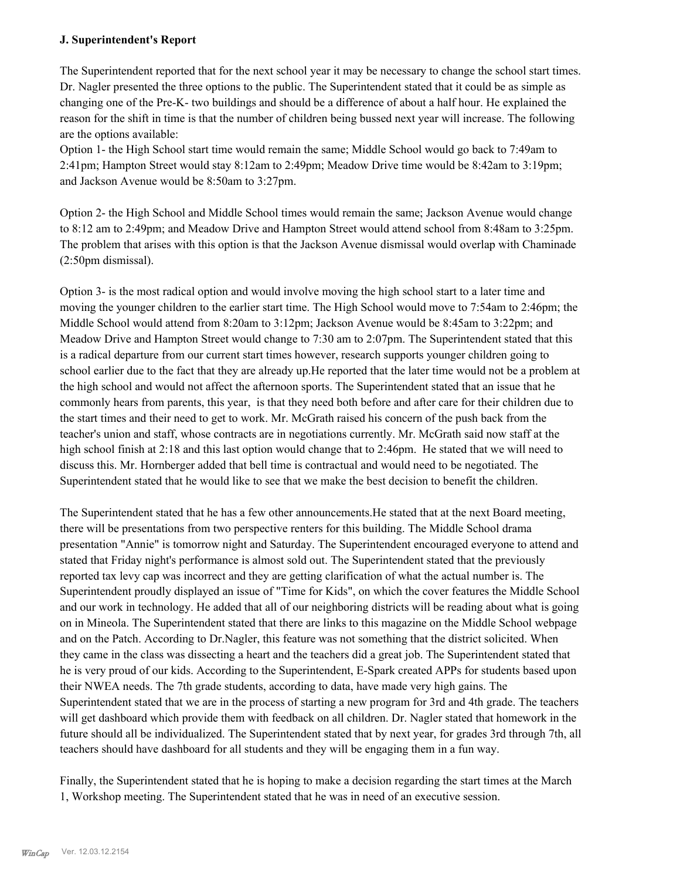### J. Superintendent's Report

The Superintendent reported that for the next school year it may be necessary to change the school start times. Dr. Nagler presented the three options to the public. The Superintendent stated that it could be as simple as changing one of the Pre-K- two buildings and should be a difference of about a half hour. He explained the reason for the shift in time is that the number of children being bussed next year will increase. The following are the options available:

Option 1- the High School start time would remain the same; Middle School would go back to 7:49am to 2:41pm; Hampton Street would stay 8:12am to 2:49pm; Meadow Drive time would be 8:42am to 3:19pm; and Jackson Avenue would be 8:50am to 3:27pm.

Option 2- the High School and Middle School times would remain the same; Jackson Avenue would change to 8:12 am to 2:49pm; and Meadow Drive and Hampton Street would attend school from 8:48am to 3:25pm. The problem that arises with this option is that the Jackson Avenue dismissal would overlap with Chaminade (2:50pm dismissal).

Option 3- is the most radical option and would involve moving the high school start to a later time and moving the younger children to the earlier start time. The High School would move to 7:54am to 2:46pm; the Middle School would attend from 8:20am to 3:12pm; Jackson Avenue would be 8:45am to 3:22pm; and Meadow Drive and Hampton Street would change to 7:30 am to 2:07pm. The Superintendent stated that this is a radical departure from our current start times however, research supports younger children going to school earlier due to the fact that they are already up.He reported that the later time would not be a problem at the high school and would not affect the afternoon sports. The Superintendent stated that an issue that he commonly hears from parents, this year,  is that they need both before and after care for their children due to the start times and their need to get to work. Mr. McGrath raised his concern of the push back from the teacher's union and staff, whose contracts are in negotiations currently. Mr. McGrath said now staff at the high school finish at 2:18 and this last option would change that to 2:46pm.  He stated that we will need to discuss this. Mr. Hornberger added that bell time is contractual and would need to be negotiated. The Superintendent stated that he would like to see that we make the best decision to benefit the children.

The Superintendent stated that he has a few other announcements.He stated that at the next Board meeting, there will be presentations from two perspective renters for this building. The Middle School drama presentation "Annie" is tomorrow night and Saturday. The Superintendent encouraged everyone to attend and stated that Friday night's performance is almost sold out. The Superintendent stated that the previously reported tax levy cap was incorrect and they are getting clarification of what the actual number is. The Superintendent proudly displayed an issue of "Time for Kids", on which the cover features the Middle School and our work in technology. He added that all of our neighboring districts will be reading about what is going on in Mineola. The Superintendent stated that there are links to this magazine on the Middle School webpage and on the Patch. According to Dr.Nagler, this feature was not something that the district solicited. When they came in the class was dissecting a heart and the teachers did a great job. The Superintendent stated that he is very proud of our kids. According to the Superintendent, E-Spark created APPs for students based upon their NWEA needs. The 7th grade students, according to data, have made very high gains. The Superintendent stated that we are in the process of starting a new program for 3rd and 4th grade. The teachers will get dashboard which provide them with feedback on all children. Dr. Nagler stated that homework in the future should all be individualized. The Superintendent stated that by next year, for grades 3rd through 7th, all teachers should have dashboard for all students and they will be engaging them in a fun way.

Finally, the Superintendent stated that he is hoping to make a decision regarding the start times at the March 1, Workshop meeting. The Superintendent stated that he was in need of an executive session.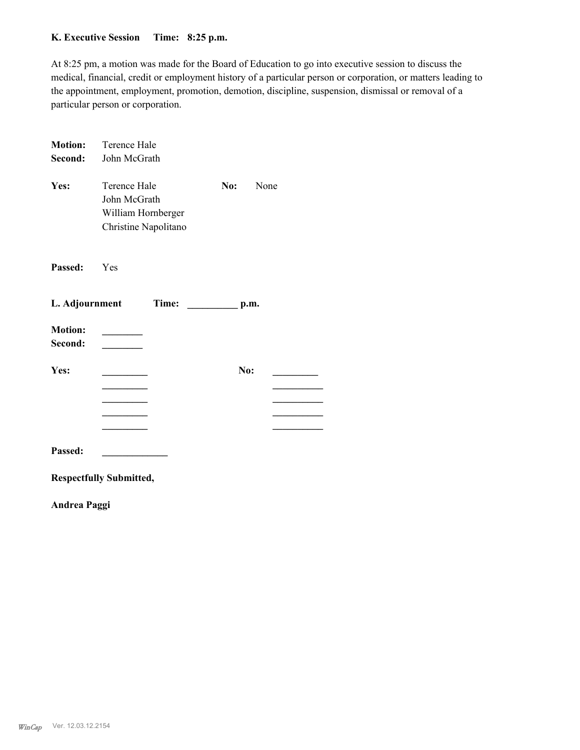**K. Executive Session Time: 8:25 p.m.**

At 8:25 pm, a motion was made for the Board of Education to go into executive session to discuss the medical, financial, credit or employment history of a particular person or corporation, or matters leading to the appointment, employment, promotion, demotion, discipline, suspension, dismissal or removal of a particular person or corporation.

**Motion:** Terence Hale
**Second:** John McGrath

| | | | |
|---|---|---|---|
| **Yes:** | Terence Hale | **No:** | None |
| | John McGrath | | |
| | William Hornberger | | |
| | Christine Napolitano | | |

**Passed:** Yes

**L. Adjournment Time: __________ p.m.**

**Motion:** ________
**Second:** ________

| | | | |
|---|---|---|---|
| **Yes:** | _________ | **No:** | _________ |
| | _________ | | __________ |
| | _________ | | __________ |
| | _________ | | __________ |
| | _________ | | __________ |

**Passed:** _____________

**Respectfully Submitted,**

**Andrea Paggi**